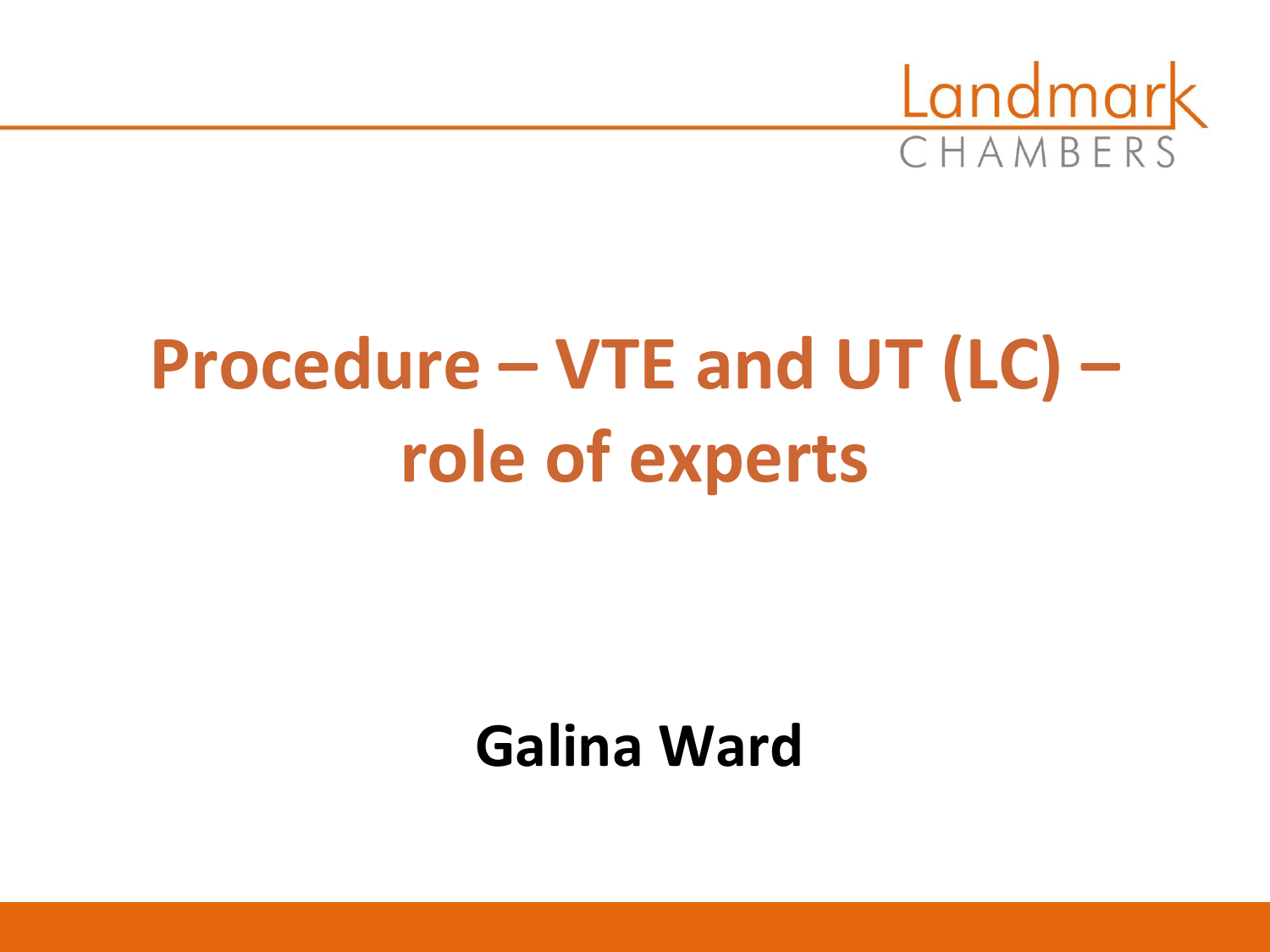Landmark CHAMBERS

# Procedure – VTE and UT (LC) – role of experts

**Galina Ward**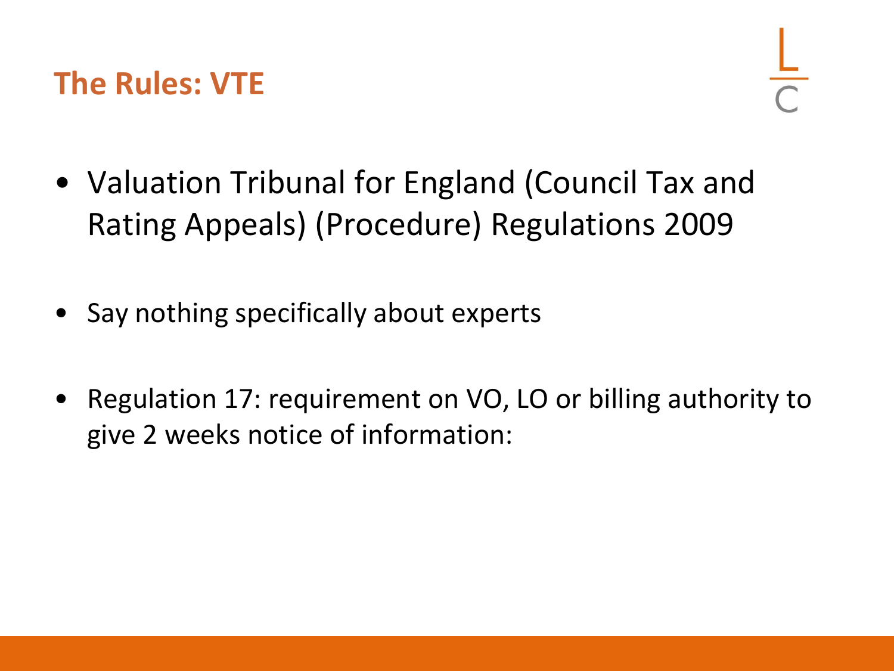## The Rules: VTE

- Valuation Tribunal for England (Council Tax and Rating Appeals) (Procedure) Regulations 2009
- Say nothing specifically about experts
- Regulation 17: requirement on VO, LO or billing authority to give 2 weeks notice of information: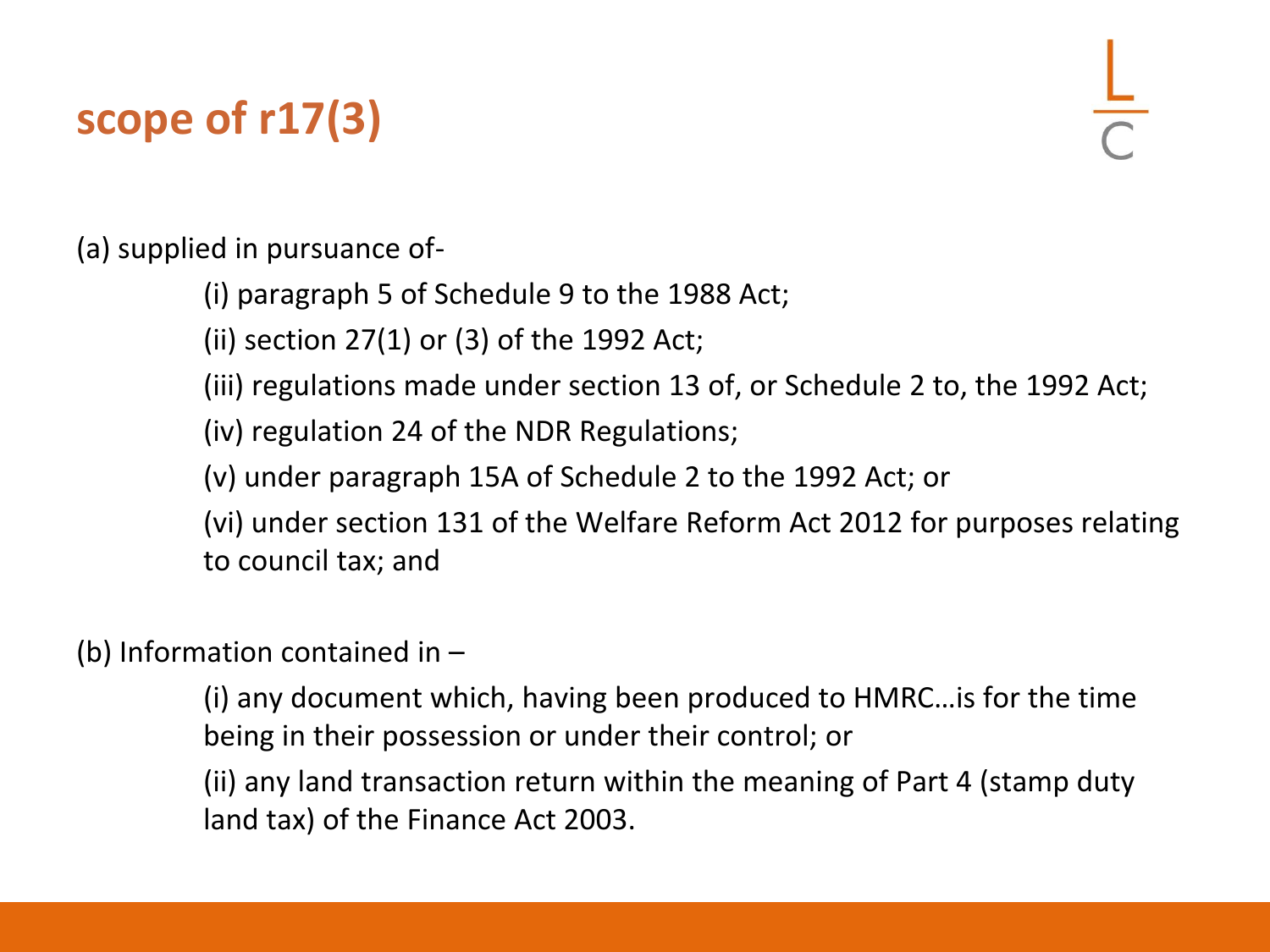# scope of r17(3)

(a) supplied in pursuance of-

- (i) paragraph 5 of Schedule 9 to the 1988 Act;
- (ii) section 27(1) or (3) of the 1992 Act;
- (iii) regulations made under section 13 of, or Schedule 2 to, the 1992 Act;
- (iv) regulation 24 of the NDR Regulations;
- (v) under paragraph 15A of Schedule 2 to the 1992 Act; or
- (vi) under section 131 of the Welfare Reform Act 2012 for purposes relating to council tax; and

(b) Information contained in –

- (i) any document which, having been produced to HMRC…is for the time being in their possession or under their control; or
- (ii) any land transaction return within the meaning of Part 4 (stamp duty land tax) of the Finance Act 2003.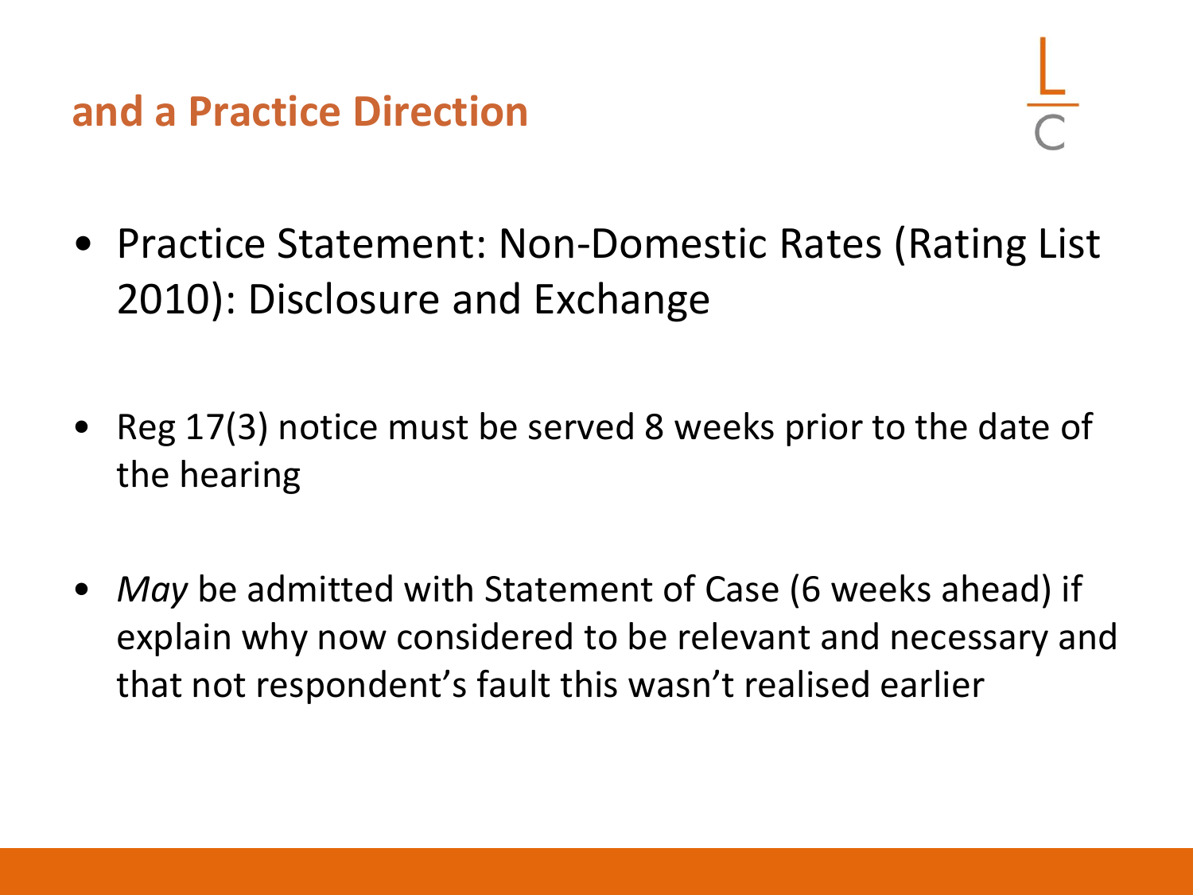## and a Practice Direction

- Practice Statement: Non-Domestic Rates (Rating List 2010): Disclosure and Exchange

- Reg 17(3) notice must be served 8 weeks prior to the date of the hearing

- *May* be admitted with Statement of Case (6 weeks ahead) if explain why now considered to be relevant and necessary and that not respondent's fault this wasn't realised earlier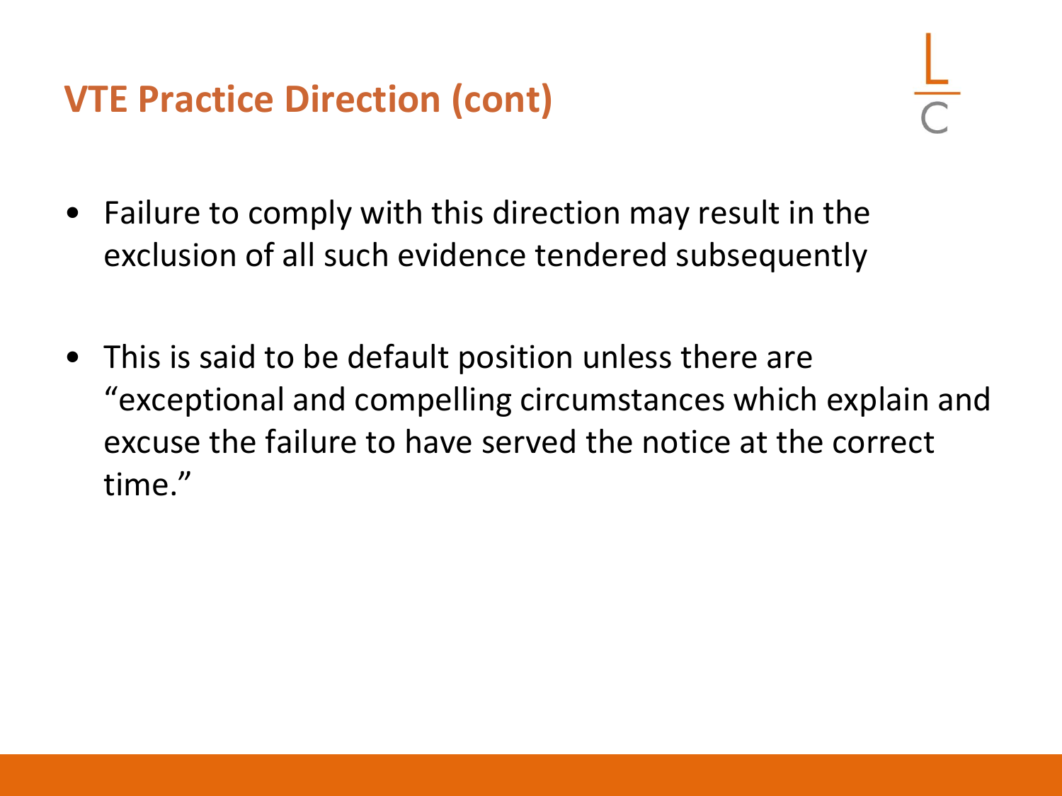## VTE Practice Direction (cont)

- Failure to comply with this direction may result in the exclusion of all such evidence tendered subsequently
- This is said to be default position unless there are "exceptional and compelling circumstances which explain and excuse the failure to have served the notice at the correct time."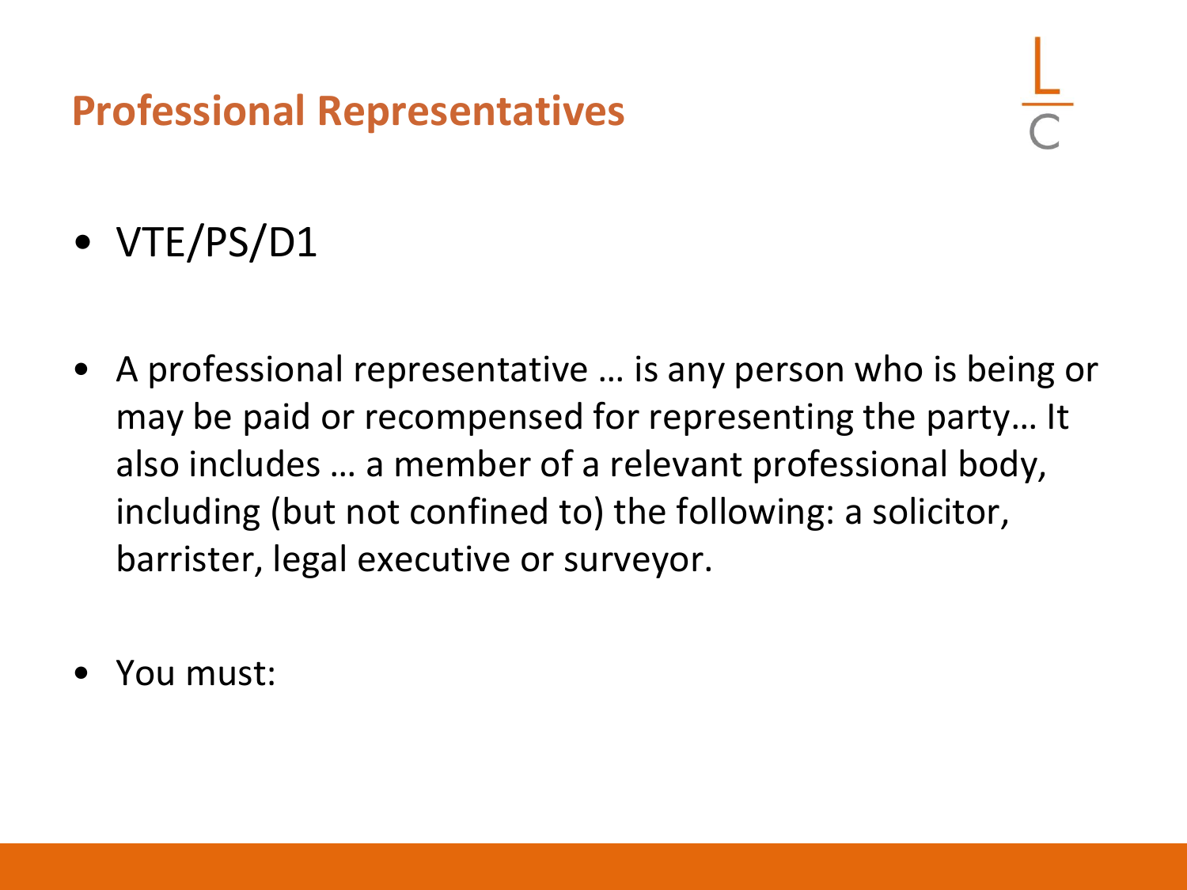## Professional Representatives

- VTE/PS/D1

- A professional representative … is any person who is being or may be paid or recompensed for representing the party… It also includes … a member of a relevant professional body, including (but not confined to) the following: a solicitor, barrister, legal executive or surveyor.

- You must: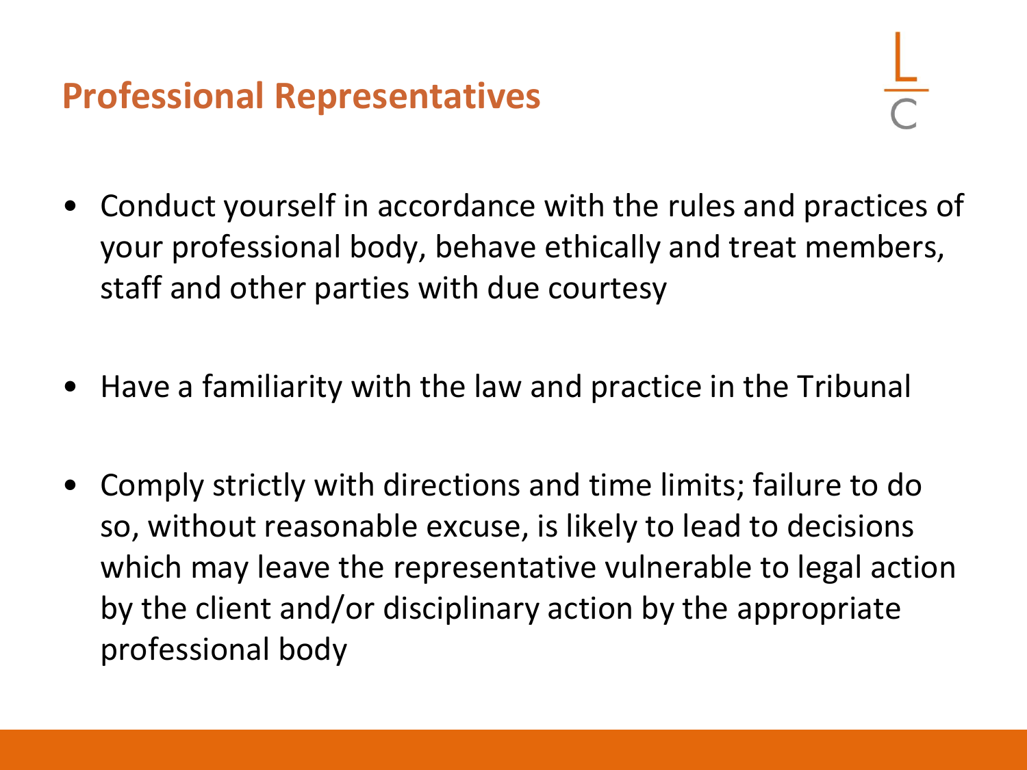## Professional Representatives

- Conduct yourself in accordance with the rules and practices of your professional body, behave ethically and treat members, staff and other parties with due courtesy
- Have a familiarity with the law and practice in the Tribunal
- Comply strictly with directions and time limits; failure to do so, without reasonable excuse, is likely to lead to decisions which may leave the representative vulnerable to legal action by the client and/or disciplinary action by the appropriate professional body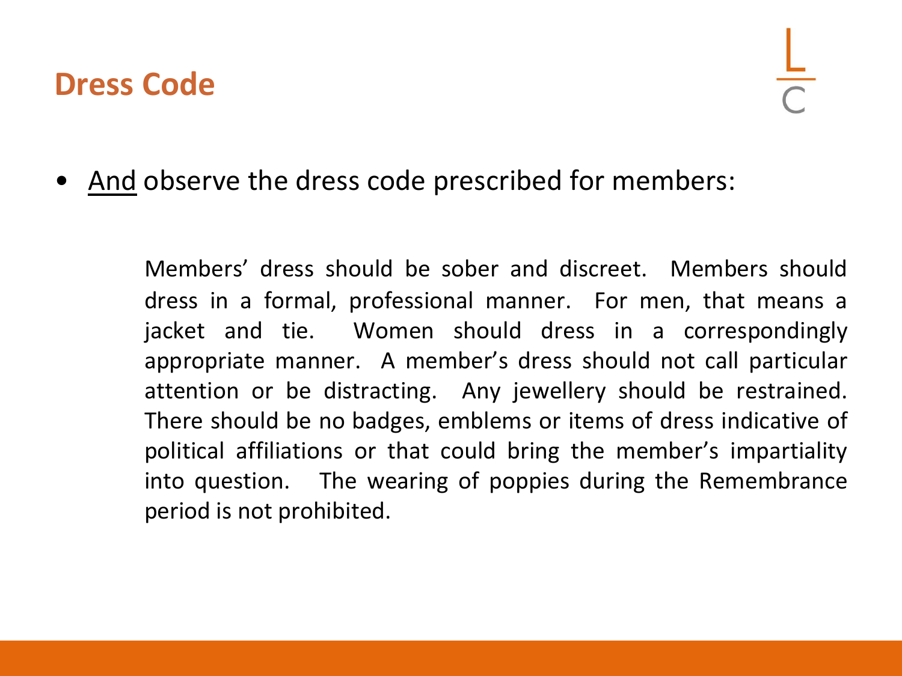## Dress Code

- <u>And</u> observe the dress code prescribed for members:

> Members' dress should be sober and discreet. Members should dress in a formal, professional manner. For men, that means a jacket and tie. Women should dress in a correspondingly appropriate manner. A member's dress should not call particular attention or be distracting. Any jewellery should be restrained. There should be no badges, emblems or items of dress indicative of political affiliations or that could bring the member's impartiality into question. The wearing of poppies during the Remembrance period is not prohibited.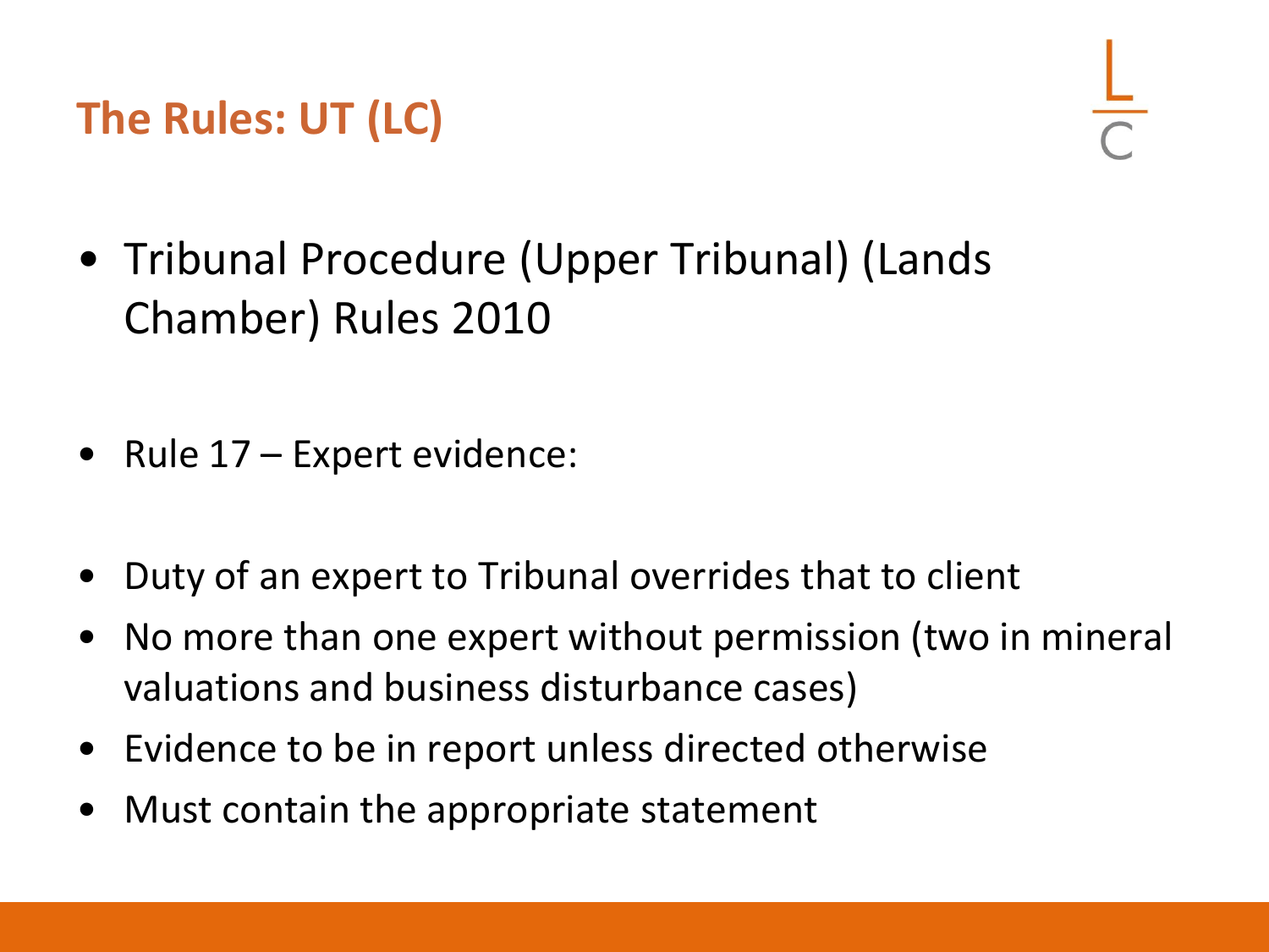# The Rules: UT (LC)

- Tribunal Procedure (Upper Tribunal) (Lands Chamber) Rules 2010

- Rule 17 – Expert evidence:

- Duty of an expert to Tribunal overrides that to client
- No more than one expert without permission (two in mineral valuations and business disturbance cases)
- Evidence to be in report unless directed otherwise
- Must contain the appropriate statement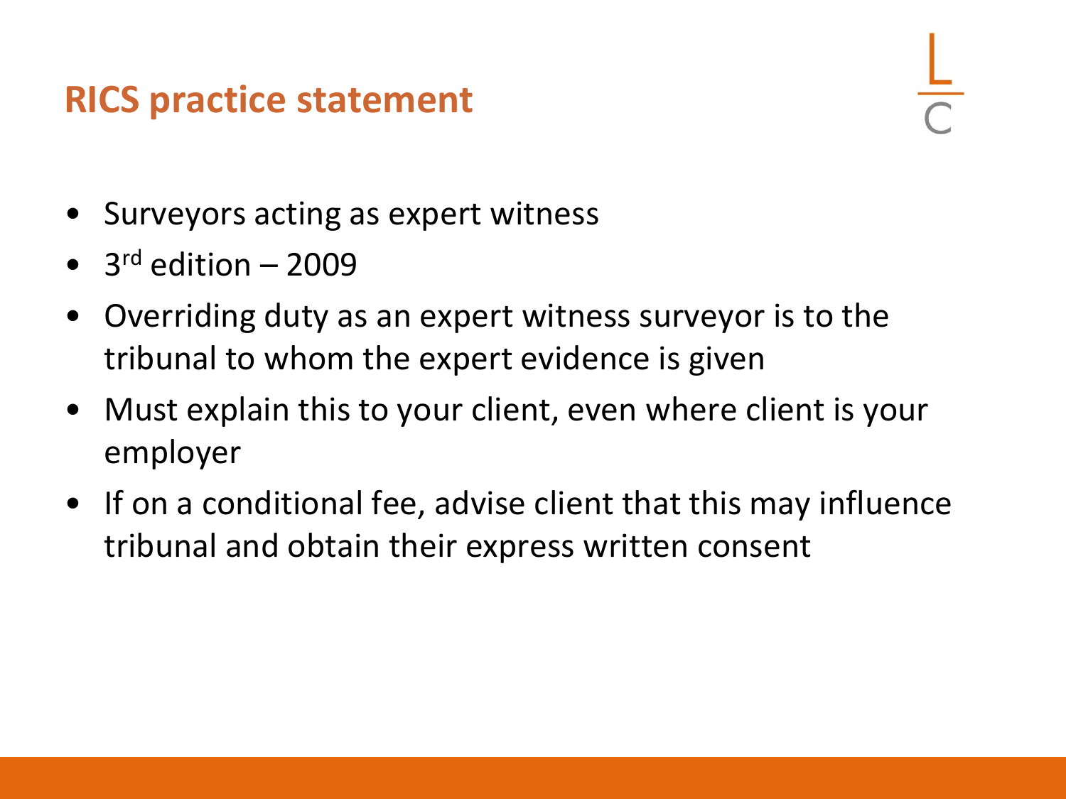# RICS practice statement

- Surveyors acting as expert witness
- 3rd edition – 2009
- Overriding duty as an expert witness surveyor is to the tribunal to whom the expert evidence is given
- Must explain this to your client, even where client is your employer
- If on a conditional fee, advise client that this may influence tribunal and obtain their express written consent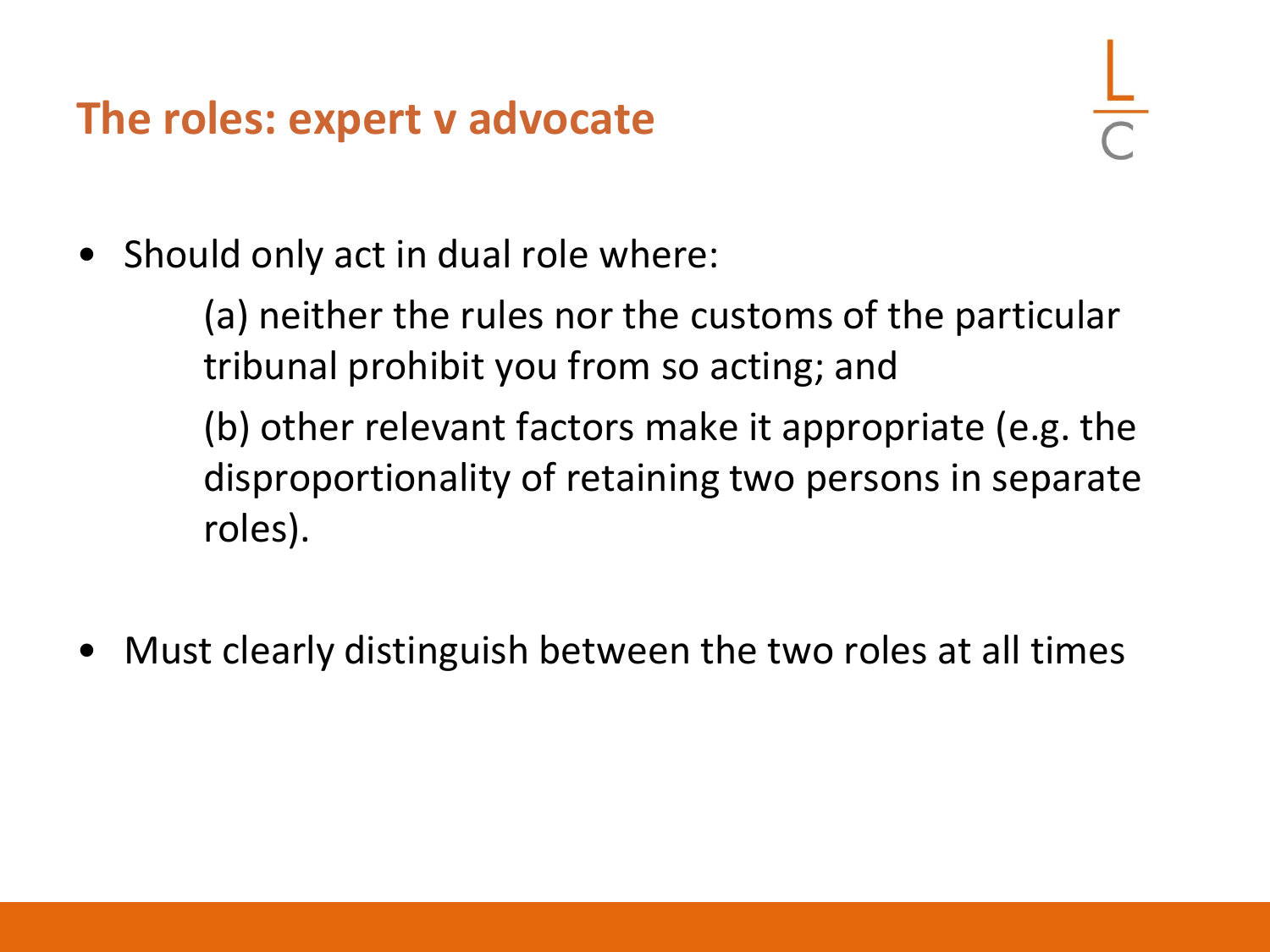## The roles: expert v advocate

- Should only act in dual role where:

  (a) neither the rules nor the customs of the particular tribunal prohibit you from so acting; and

  (b) other relevant factors make it appropriate (e.g. the disproportionality of retaining two persons in separate roles).

- Must clearly distinguish between the two roles at all times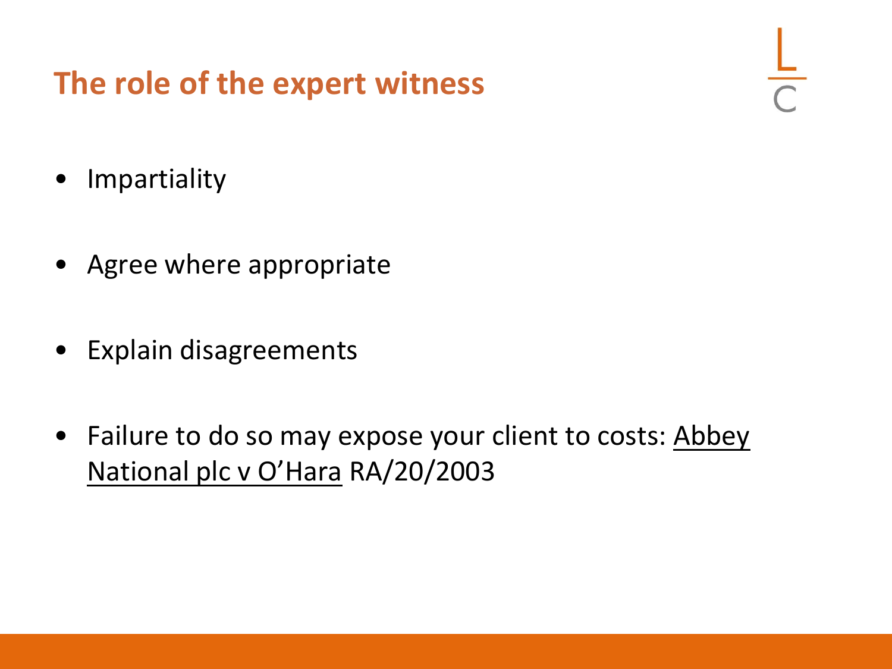## The role of the expert witness

- Impartiality
- Agree where appropriate
- Explain disagreements
- Failure to do so may expose your client to costs: Abbey National plc v O'Hara RA/20/2003